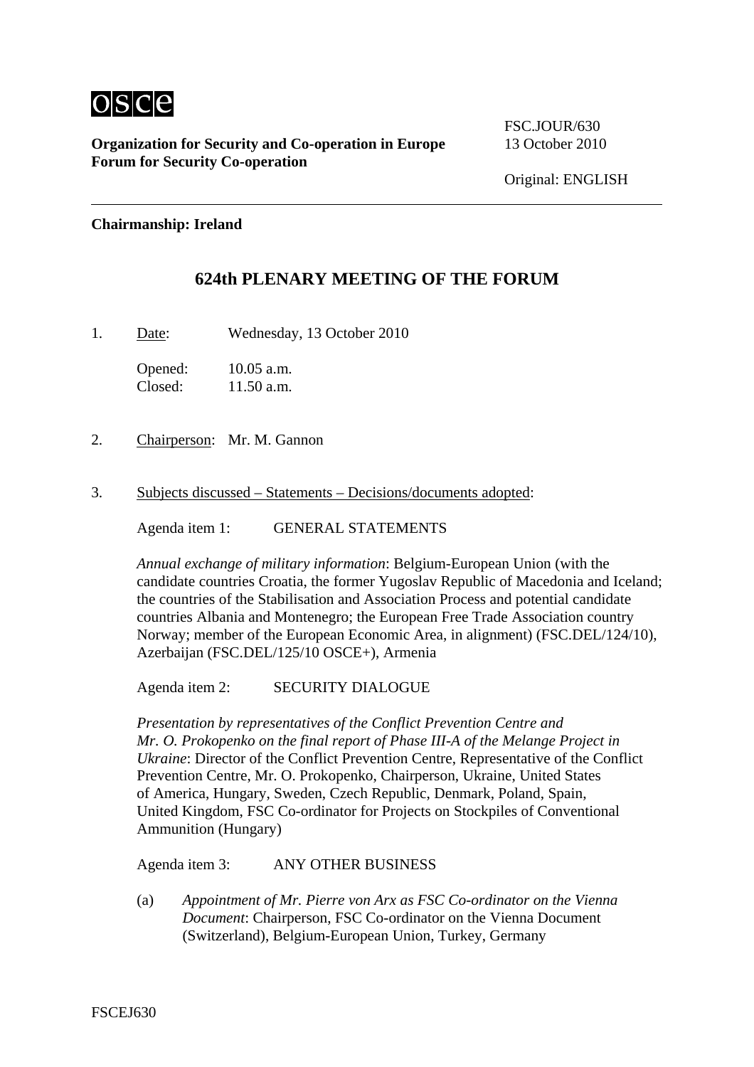osce

**Organization for Security and Co-operation in Europe**
**Forum for Security Co-operation**

FSC.JOUR/630
13 October 2010

Original: ENGLISH

**Chairmanship: Ireland**

# 624th PLENARY MEETING OF THE FORUM

1. Date: Wednesday, 13 October 2010

   Opened: 10.05 a.m.
   Closed: 11.50 a.m.

2. Chairperson: Mr. M. Gannon

3. Subjects discussed – Statements – Decisions/documents adopted:

   Agenda item 1: GENERAL STATEMENTS

   *Annual exchange of military information*: Belgium-European Union (with the candidate countries Croatia, the former Yugoslav Republic of Macedonia and Iceland; the countries of the Stabilisation and Association Process and potential candidate countries Albania and Montenegro; the European Free Trade Association country Norway; member of the European Economic Area, in alignment) (FSC.DEL/124/10), Azerbaijan (FSC.DEL/125/10 OSCE+), Armenia

   Agenda item 2: SECURITY DIALOGUE

   *Presentation by representatives of the Conflict Prevention Centre and Mr. O. Prokopenko on the final report of Phase III-A of the Melange Project in Ukraine*: Director of the Conflict Prevention Centre, Representative of the Conflict Prevention Centre, Mr. O. Prokopenko, Chairperson, Ukraine, United States of America, Hungary, Sweden, Czech Republic, Denmark, Poland, Spain, United Kingdom, FSC Co-ordinator for Projects on Stockpiles of Conventional Ammunition (Hungary)

   Agenda item 3: ANY OTHER BUSINESS

   (a) *Appointment of Mr. Pierre von Arx as FSC Co-ordinator on the Vienna Document*: Chairperson, FSC Co-ordinator on the Vienna Document (Switzerland), Belgium-European Union, Turkey, Germany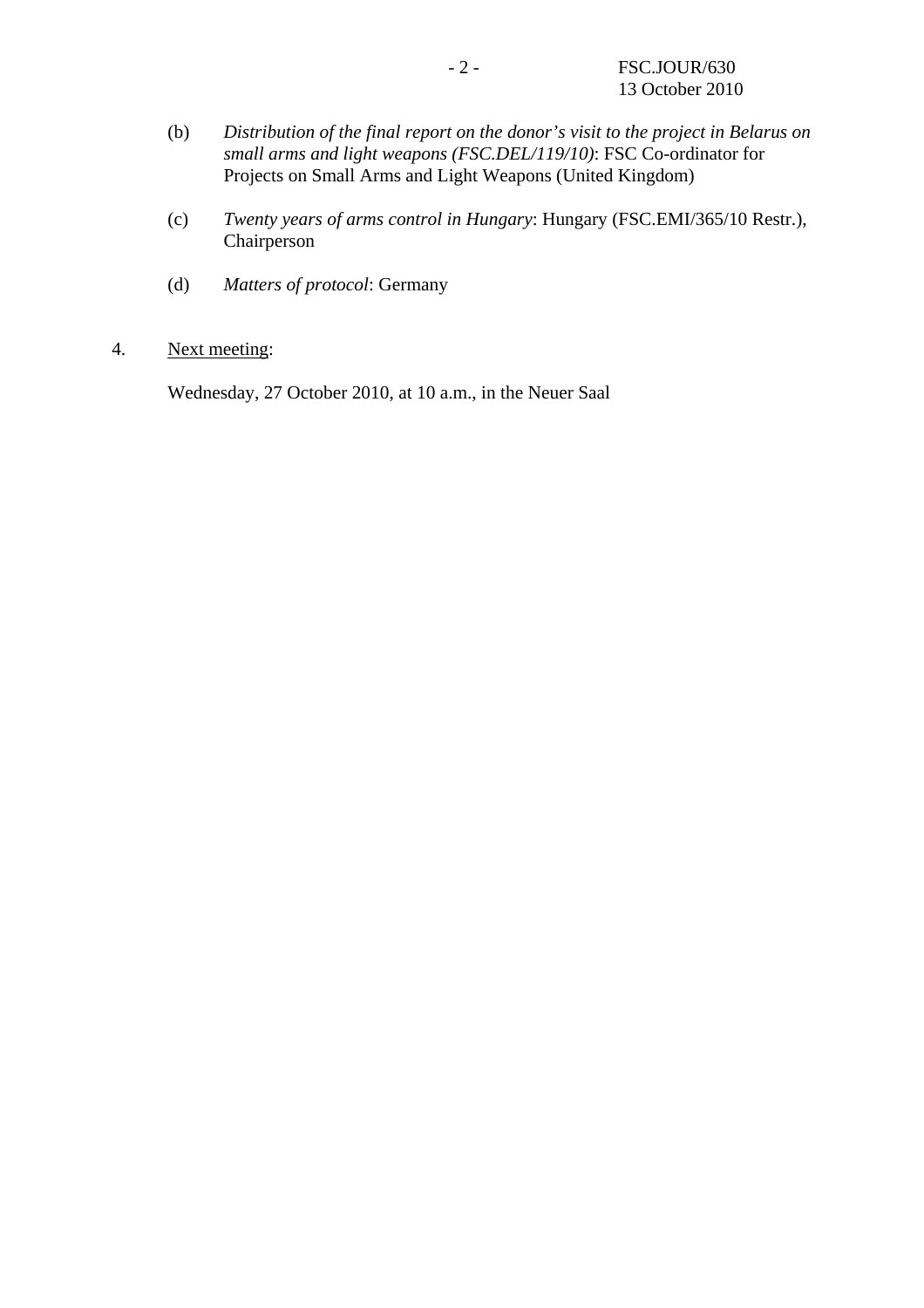(b) *Distribution of the final report on the donor's visit to the project in Belarus on small arms and light weapons (FSC.DEL/119/10)*: FSC Co-ordinator for Projects on Small Arms and Light Weapons (United Kingdom)

(c) *Twenty years of arms control in Hungary*: Hungary (FSC.EMI/365/10 Restr.), Chairperson

(d) *Matters of protocol*: Germany

4. Next meeting:

Wednesday, 27 October 2010, at 10 a.m., in the Neuer Saal